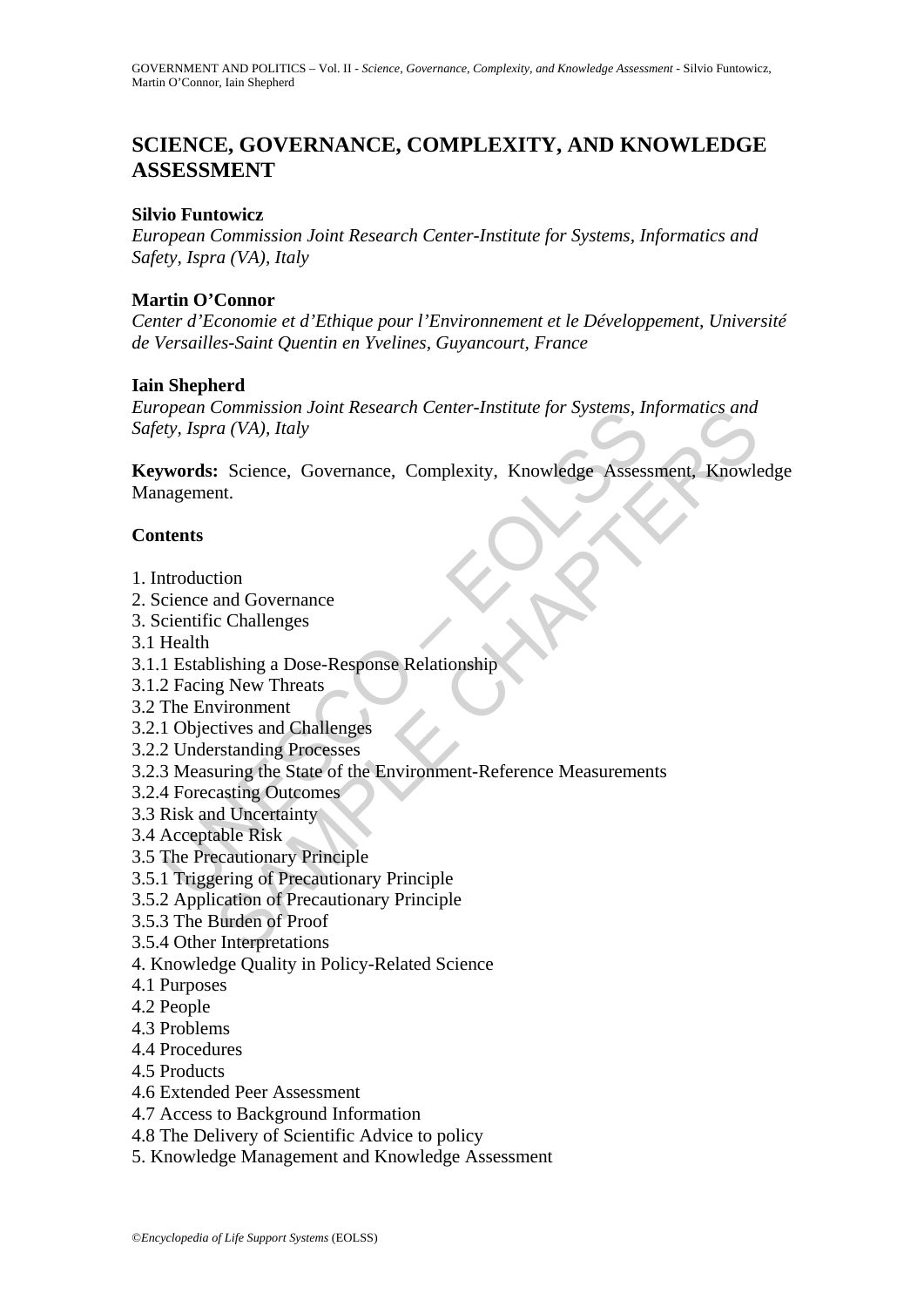# SCIENCE, GOVERNANCE, COMPLEXITY, AND KNOWLEDGE ASSESSMENT

**Silvio Funtowicz**

*European Commission Joint Research Center-Institute for Systems, Informatics and Safety, Ispra (VA), Italy*

**Martin O'Connor**

*Center d'Economie et d'Ethique pour l'Environnement et le Développement, Université de Versailles-Saint Quentin en Yvelines, Guyancourt, France*

**Iain Shepherd**

*European Commission Joint Research Center-Institute for Systems, Informatics and Safety, Ispra (VA), Italy*

**Keywords:** Science, Governance, Complexity, Knowledge Assessment, Knowledge Management.

**Contents**

1. Introduction
2. Science and Governance
3. Scientific Challenges
3.1 Health
3.1.1 Establishing a Dose-Response Relationship
3.1.2 Facing New Threats
3.2 The Environment
3.2.1 Objectives and Challenges
3.2.2 Understanding Processes
3.2.3 Measuring the State of the Environment-Reference Measurements
3.2.4 Forecasting Outcomes
3.3 Risk and Uncertainty
3.4 Acceptable Risk
3.5 The Precautionary Principle
3.5.1 Triggering of Precautionary Principle
3.5.2 Application of Precautionary Principle
3.5.3 The Burden of Proof
3.5.4 Other Interpretations
4. Knowledge Quality in Policy-Related Science
4.1 Purposes
4.2 People
4.3 Problems
4.4 Procedures
4.5 Products
4.6 Extended Peer Assessment
4.7 Access to Background Information
4.8 The Delivery of Scientific Advice to policy
5. Knowledge Management and Knowledge Assessment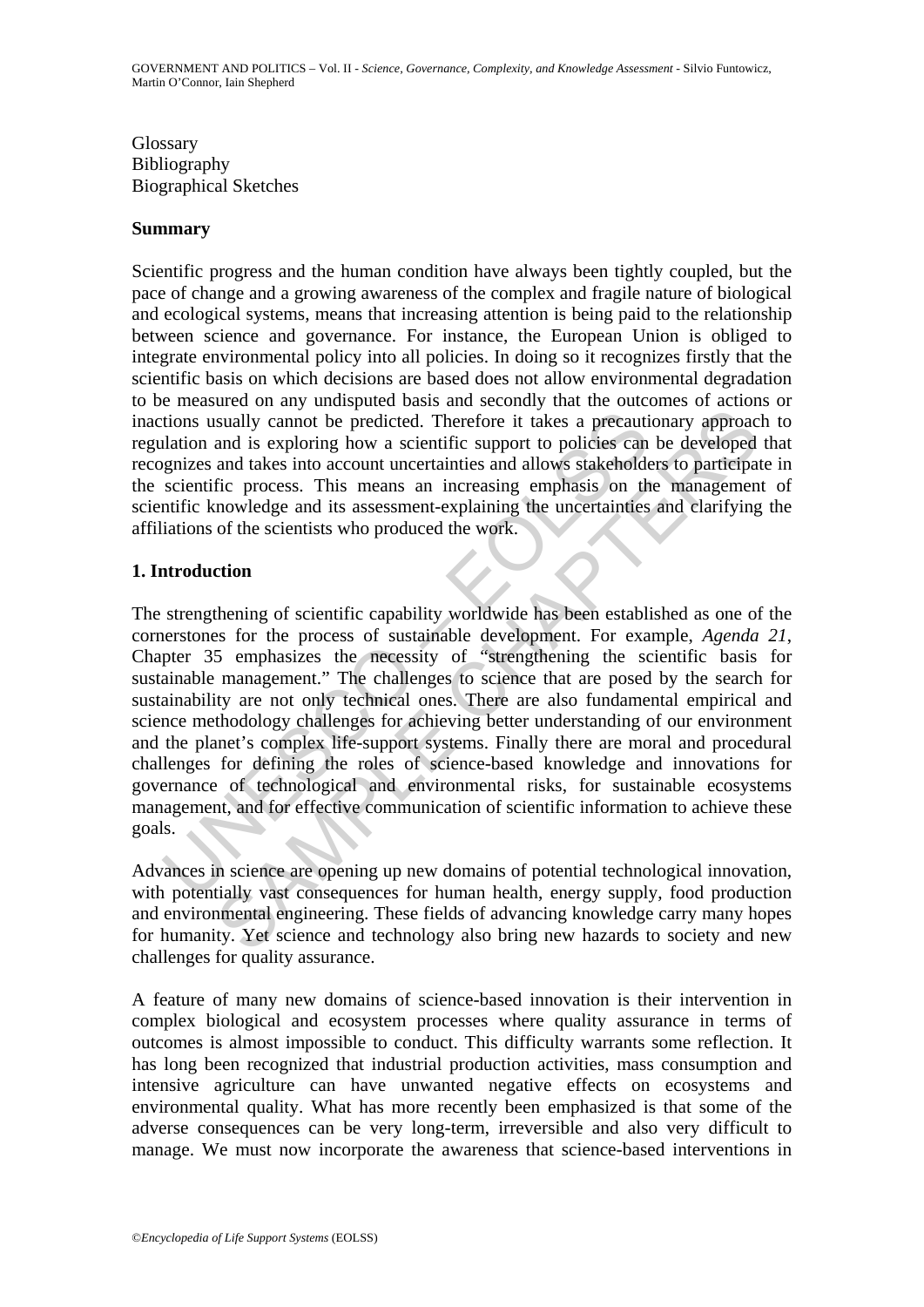Glossary
Bibliography
Biographical Sketches

## Summary

Scientific progress and the human condition have always been tightly coupled, but the pace of change and a growing awareness of the complex and fragile nature of biological and ecological systems, means that increasing attention is being paid to the relationship between science and governance. For instance, the European Union is obliged to integrate environmental policy into all policies. In doing so it recognizes firstly that the scientific basis on which decisions are based does not allow environmental degradation to be measured on any undisputed basis and secondly that the outcomes of actions or inactions usually cannot be predicted. Therefore it takes a precautionary approach to regulation and is exploring how a scientific support to policies can be developed that recognizes and takes into account uncertainties and allows stakeholders to participate in the scientific process. This means an increasing emphasis on the management of scientific knowledge and its assessment-explaining the uncertainties and clarifying the affiliations of the scientists who produced the work.

## 1. Introduction

The strengthening of scientific capability worldwide has been established as one of the cornerstones for the process of sustainable development. For example, *Agenda 21*, Chapter 35 emphasizes the necessity of "strengthening the scientific basis for sustainable management." The challenges to science that are posed by the search for sustainability are not only technical ones. There are also fundamental empirical and science methodology challenges for achieving better understanding of our environment and the planet's complex life-support systems. Finally there are moral and procedural challenges for defining the roles of science-based knowledge and innovations for governance of technological and environmental risks, for sustainable ecosystems management, and for effective communication of scientific information to achieve these goals.

Advances in science are opening up new domains of potential technological innovation, with potentially vast consequences for human health, energy supply, food production and environmental engineering. These fields of advancing knowledge carry many hopes for humanity. Yet science and technology also bring new hazards to society and new challenges for quality assurance.

A feature of many new domains of science-based innovation is their intervention in complex biological and ecosystem processes where quality assurance in terms of outcomes is almost impossible to conduct. This difficulty warrants some reflection. It has long been recognized that industrial production activities, mass consumption and intensive agriculture can have unwanted negative effects on ecosystems and environmental quality. What has more recently been emphasized is that some of the adverse consequences can be very long-term, irreversible and also very difficult to manage. We must now incorporate the awareness that science-based interventions in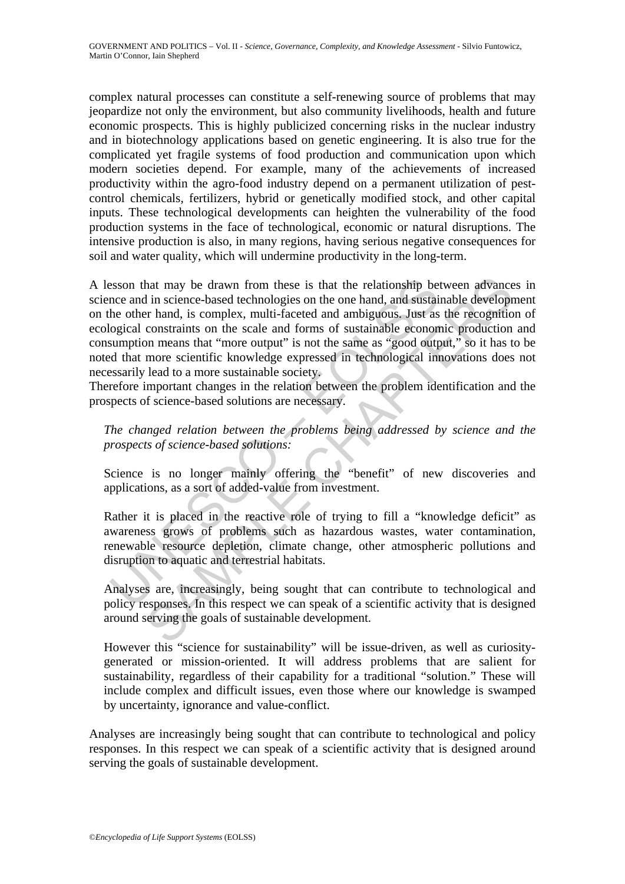complex natural processes can constitute a self-renewing source of problems that may jeopardize not only the environment, but also community livelihoods, health and future economic prospects. This is highly publicized concerning risks in the nuclear industry and in biotechnology applications based on genetic engineering. It is also true for the complicated yet fragile systems of food production and communication upon which modern societies depend. For example, many of the achievements of increased productivity within the agro-food industry depend on a permanent utilization of pest-control chemicals, fertilizers, hybrid or genetically modified stock, and other capital inputs. These technological developments can heighten the vulnerability of the food production systems in the face of technological, economic or natural disruptions. The intensive production is also, in many regions, having serious negative consequences for soil and water quality, which will undermine productivity in the long-term.

A lesson that may be drawn from these is that the relationship between advances in science and in science-based technologies on the one hand, and sustainable development on the other hand, is complex, multi-faceted and ambiguous. Just as the recognition of ecological constraints on the scale and forms of sustainable economic production and consumption means that "more output" is not the same as "good output," so it has to be noted that more scientific knowledge expressed in technological innovations does not necessarily lead to a more sustainable society.

Therefore important changes in the relation between the problem identification and the prospects of science-based solutions are necessary.

> *The changed relation between the problems being addressed by science and the prospects of science-based solutions:*
>
> Science is no longer mainly offering the "benefit" of new discoveries and applications, as a sort of added-value from investment.
>
> Rather it is placed in the reactive role of trying to fill a "knowledge deficit" as awareness grows of problems such as hazardous wastes, water contamination, renewable resource depletion, climate change, other atmospheric pollutions and disruption to aquatic and terrestrial habitats.
>
> Analyses are, increasingly, being sought that can contribute to technological and policy responses. In this respect we can speak of a scientific activity that is designed around serving the goals of sustainable development.
>
> However this "science for sustainability" will be issue-driven, as well as curiosity-generated or mission-oriented. It will address problems that are salient for sustainability, regardless of their capability for a traditional "solution." These will include complex and difficult issues, even those where our knowledge is swamped by uncertainty, ignorance and value-conflict.

Analyses are increasingly being sought that can contribute to technological and policy responses. In this respect we can speak of a scientific activity that is designed around serving the goals of sustainable development.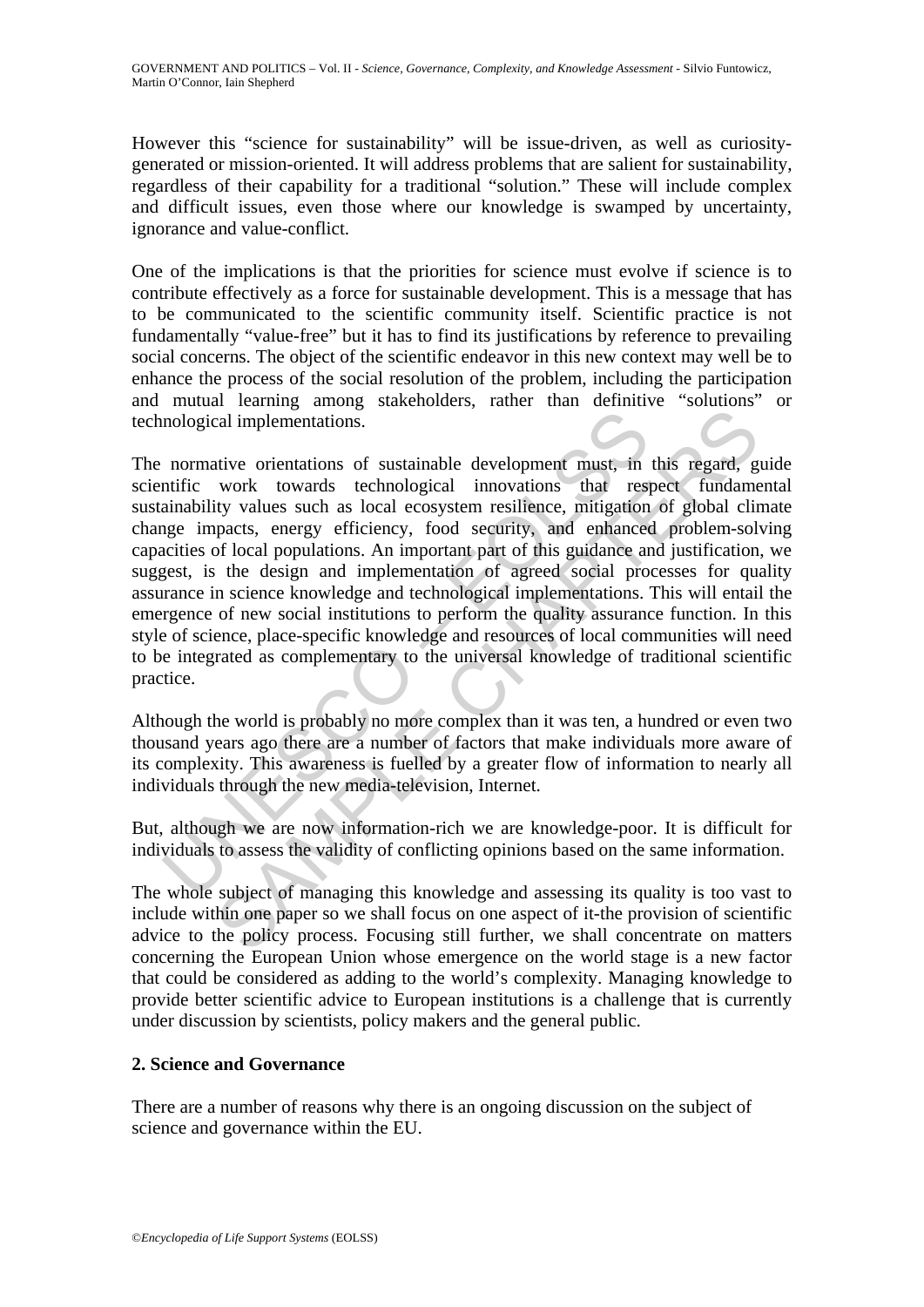However this "science for sustainability" will be issue-driven, as well as curiosity-generated or mission-oriented. It will address problems that are salient for sustainability, regardless of their capability for a traditional "solution." These will include complex and difficult issues, even those where our knowledge is swamped by uncertainty, ignorance and value-conflict.

One of the implications is that the priorities for science must evolve if science is to contribute effectively as a force for sustainable development. This is a message that has to be communicated to the scientific community itself. Scientific practice is not fundamentally "value-free" but it has to find its justifications by reference to prevailing social concerns. The object of the scientific endeavor in this new context may well be to enhance the process of the social resolution of the problem, including the participation and mutual learning among stakeholders, rather than definitive "solutions" or technological implementations.

The normative orientations of sustainable development must, in this regard, guide scientific work towards technological innovations that respect fundamental sustainability values such as local ecosystem resilience, mitigation of global climate change impacts, energy efficiency, food security, and enhanced problem-solving capacities of local populations. An important part of this guidance and justification, we suggest, is the design and implementation of agreed social processes for quality assurance in science knowledge and technological implementations. This will entail the emergence of new social institutions to perform the quality assurance function. In this style of science, place-specific knowledge and resources of local communities will need to be integrated as complementary to the universal knowledge of traditional scientific practice.

Although the world is probably no more complex than it was ten, a hundred or even two thousand years ago there are a number of factors that make individuals more aware of its complexity. This awareness is fuelled by a greater flow of information to nearly all individuals through the new media-television, Internet.

But, although we are now information-rich we are knowledge-poor. It is difficult for individuals to assess the validity of conflicting opinions based on the same information.

The whole subject of managing this knowledge and assessing its quality is too vast to include within one paper so we shall focus on one aspect of it-the provision of scientific advice to the policy process. Focusing still further, we shall concentrate on matters concerning the European Union whose emergence on the world stage is a new factor that could be considered as adding to the world's complexity. Managing knowledge to provide better scientific advice to European institutions is a challenge that is currently under discussion by scientists, policy makers and the general public.

## 2. Science and Governance

There are a number of reasons why there is an ongoing discussion on the subject of science and governance within the EU.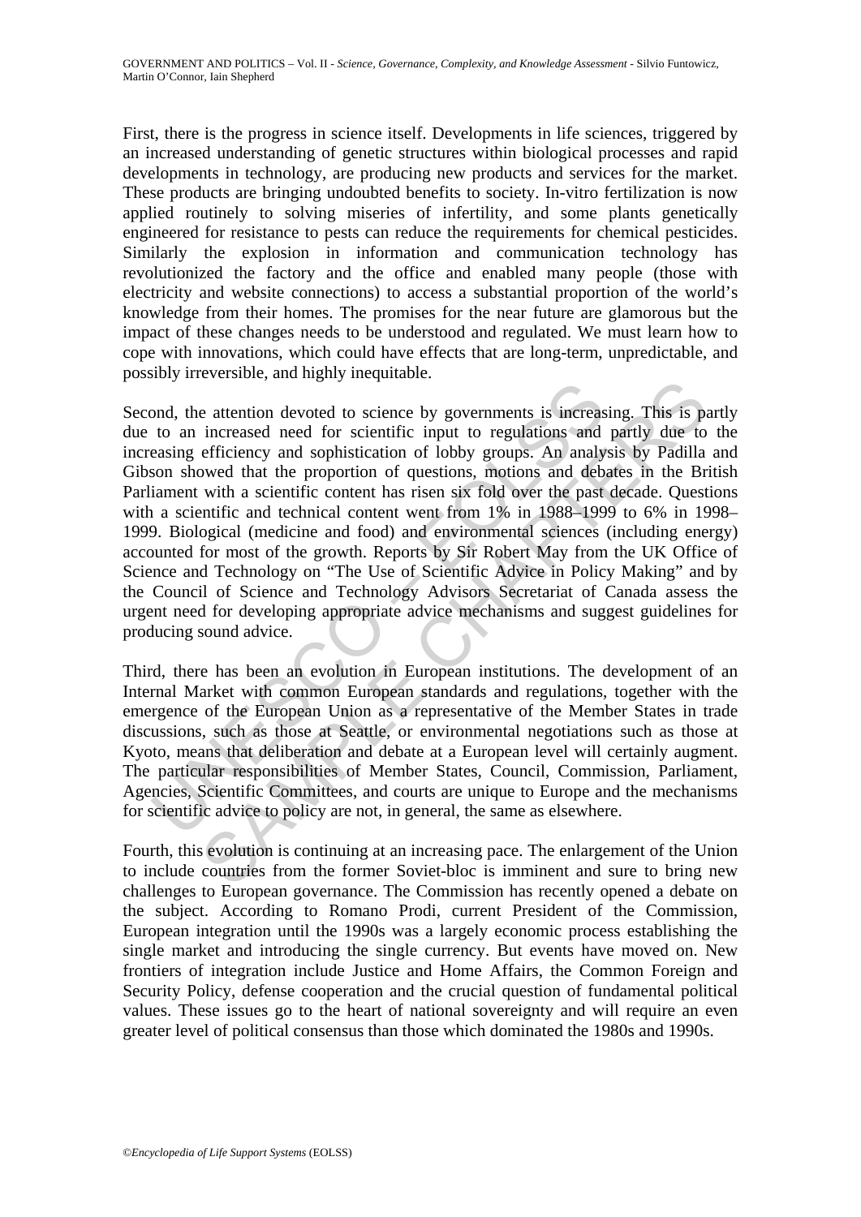First, there is the progress in science itself. Developments in life sciences, triggered by an increased understanding of genetic structures within biological processes and rapid developments in technology, are producing new products and services for the market. These products are bringing undoubted benefits to society. In-vitro fertilization is now applied routinely to solving miseries of infertility, and some plants genetically engineered for resistance to pests can reduce the requirements for chemical pesticides. Similarly the explosion in information and communication technology has revolutionized the factory and the office and enabled many people (those with electricity and website connections) to access a substantial proportion of the world's knowledge from their homes. The promises for the near future are glamorous but the impact of these changes needs to be understood and regulated. We must learn how to cope with innovations, which could have effects that are long-term, unpredictable, and possibly irreversible, and highly inequitable.

Second, the attention devoted to science by governments is increasing. This is partly due to an increased need for scientific input to regulations and partly due to the increasing efficiency and sophistication of lobby groups. An analysis by Padilla and Gibson showed that the proportion of questions, motions and debates in the British Parliament with a scientific content has risen six fold over the past decade. Questions with a scientific and technical content went from 1% in 1988–1999 to 6% in 1998–1999. Biological (medicine and food) and environmental sciences (including energy) accounted for most of the growth. Reports by Sir Robert May from the UK Office of Science and Technology on "The Use of Scientific Advice in Policy Making" and by the Council of Science and Technology Advisors Secretariat of Canada assess the urgent need for developing appropriate advice mechanisms and suggest guidelines for producing sound advice.

Third, there has been an evolution in European institutions. The development of an Internal Market with common European standards and regulations, together with the emergence of the European Union as a representative of the Member States in trade discussions, such as those at Seattle, or environmental negotiations such as those at Kyoto, means that deliberation and debate at a European level will certainly augment. The particular responsibilities of Member States, Council, Commission, Parliament, Agencies, Scientific Committees, and courts are unique to Europe and the mechanisms for scientific advice to policy are not, in general, the same as elsewhere.

Fourth, this evolution is continuing at an increasing pace. The enlargement of the Union to include countries from the former Soviet-bloc is imminent and sure to bring new challenges to European governance. The Commission has recently opened a debate on the subject. According to Romano Prodi, current President of the Commission, European integration until the 1990s was a largely economic process establishing the single market and introducing the single currency. But events have moved on. New frontiers of integration include Justice and Home Affairs, the Common Foreign and Security Policy, defense cooperation and the crucial question of fundamental political values. These issues go to the heart of national sovereignty and will require an even greater level of political consensus than those which dominated the 1980s and 1990s.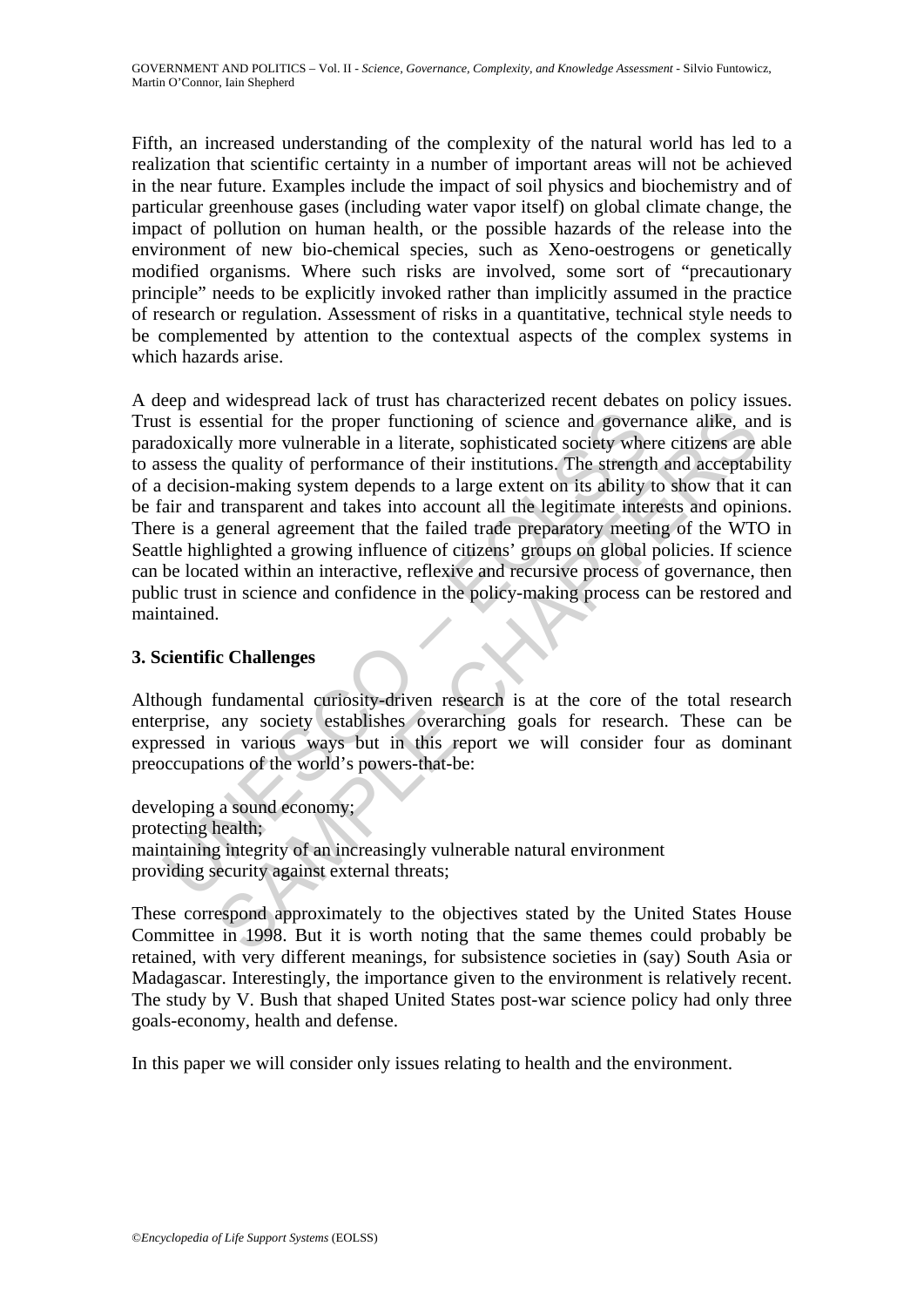Fifth, an increased understanding of the complexity of the natural world has led to a realization that scientific certainty in a number of important areas will not be achieved in the near future. Examples include the impact of soil physics and biochemistry and of particular greenhouse gases (including water vapor itself) on global climate change, the impact of pollution on human health, or the possible hazards of the release into the environment of new bio-chemical species, such as Xeno-oestrogens or genetically modified organisms. Where such risks are involved, some sort of "precautionary principle" needs to be explicitly invoked rather than implicitly assumed in the practice of research or regulation. Assessment of risks in a quantitative, technical style needs to be complemented by attention to the contextual aspects of the complex systems in which hazards arise.

A deep and widespread lack of trust has characterized recent debates on policy issues. Trust is essential for the proper functioning of science and governance alike, and is paradoxically more vulnerable in a literate, sophisticated society where citizens are able to assess the quality of performance of their institutions. The strength and acceptability of a decision-making system depends to a large extent on its ability to show that it can be fair and transparent and takes into account all the legitimate interests and opinions. There is a general agreement that the failed trade preparatory meeting of the WTO in Seattle highlighted a growing influence of citizens' groups on global policies. If science can be located within an interactive, reflexive and recursive process of governance, then public trust in science and confidence in the policy-making process can be restored and maintained.

## 3. Scientific Challenges

Although fundamental curiosity-driven research is at the core of the total research enterprise, any society establishes overarching goals for research. These can be expressed in various ways but in this report we will consider four as dominant preoccupations of the world's powers-that-be:

developing a sound economy;
protecting health;
maintaining integrity of an increasingly vulnerable natural environment
providing security against external threats;

These correspond approximately to the objectives stated by the United States House Committee in 1998. But it is worth noting that the same themes could probably be retained, with very different meanings, for subsistence societies in (say) South Asia or Madagascar. Interestingly, the importance given to the environment is relatively recent. The study by V. Bush that shaped United States post-war science policy had only three goals-economy, health and defense.

In this paper we will consider only issues relating to health and the environment.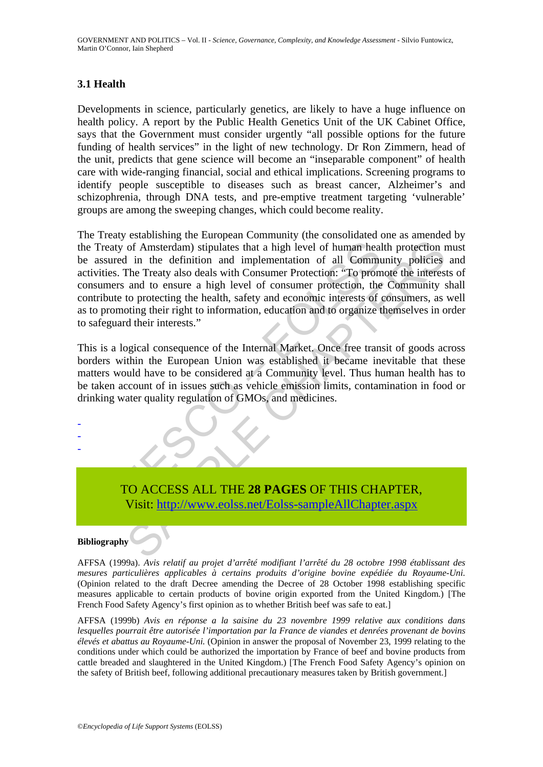### 3.1 Health

Developments in science, particularly genetics, are likely to have a huge influence on health policy. A report by the Public Health Genetics Unit of the UK Cabinet Office, says that the Government must consider urgently "all possible options for the future funding of health services" in the light of new technology. Dr Ron Zimmern, head of the unit, predicts that gene science will become an "inseparable component" of health care with wide-ranging financial, social and ethical implications. Screening programs to identify people susceptible to diseases such as breast cancer, Alzheimer's and schizophrenia, through DNA tests, and pre-emptive treatment targeting 'vulnerable' groups are among the sweeping changes, which could become reality.

The Treaty establishing the European Community (the consolidated one as amended by the Treaty of Amsterdam) stipulates that a high level of human health protection must be assured in the definition and implementation of all Community policies and activities. The Treaty also deals with Consumer Protection: "To promote the interests of consumers and to ensure a high level of consumer protection, the Community shall contribute to protecting the health, safety and economic interests of consumers, as well as to promoting their right to information, education and to organize themselves in order to safeguard their interests."

This is a logical consequence of the Internal Market. Once free transit of goods across borders within the European Union was established it became inevitable that these matters would have to be considered at a Community level. Thus human health has to be taken account of in issues such as vehicle emission limits, contamination in food or drinking water quality regulation of GMOs, and medicines.

-
-
-

TO ACCESS ALL THE **28 PAGES** OF THIS CHAPTER,
Visit: http://www.eolss.net/Eolss-sampleAllChapter.aspx

**Bibliography**

AFFSA (1999a). *Avis relatif au projet d'arrêté modifiant l'arrêté du 28 octobre 1998 établissant des mesures particulières applicables à certains produits d'origine bovine expédiée du Royaume-Uni.* (Opinion related to the draft Decree amending the Decree of 28 October 1998 establishing specific measures applicable to certain products of bovine origin exported from the United Kingdom.) [The French Food Safety Agency's first opinion as to whether British beef was safe to eat.]

AFFSA (1999b) *Avis en réponse a la saisine du 23 novembre 1999 relative aux conditions dans lesquelles pourrait être autorisée l'importation par la France de viandes et denrées provenant de bovins élevés et abattus au Royaume-Uni.* (Opinion in answer the proposal of November 23, 1999 relating to the conditions under which could be authorized the importation by France of beef and bovine products from cattle breaded and slaughtered in the United Kingdom.) [The French Food Safety Agency's opinion on the safety of British beef, following additional precautionary measures taken by British government.]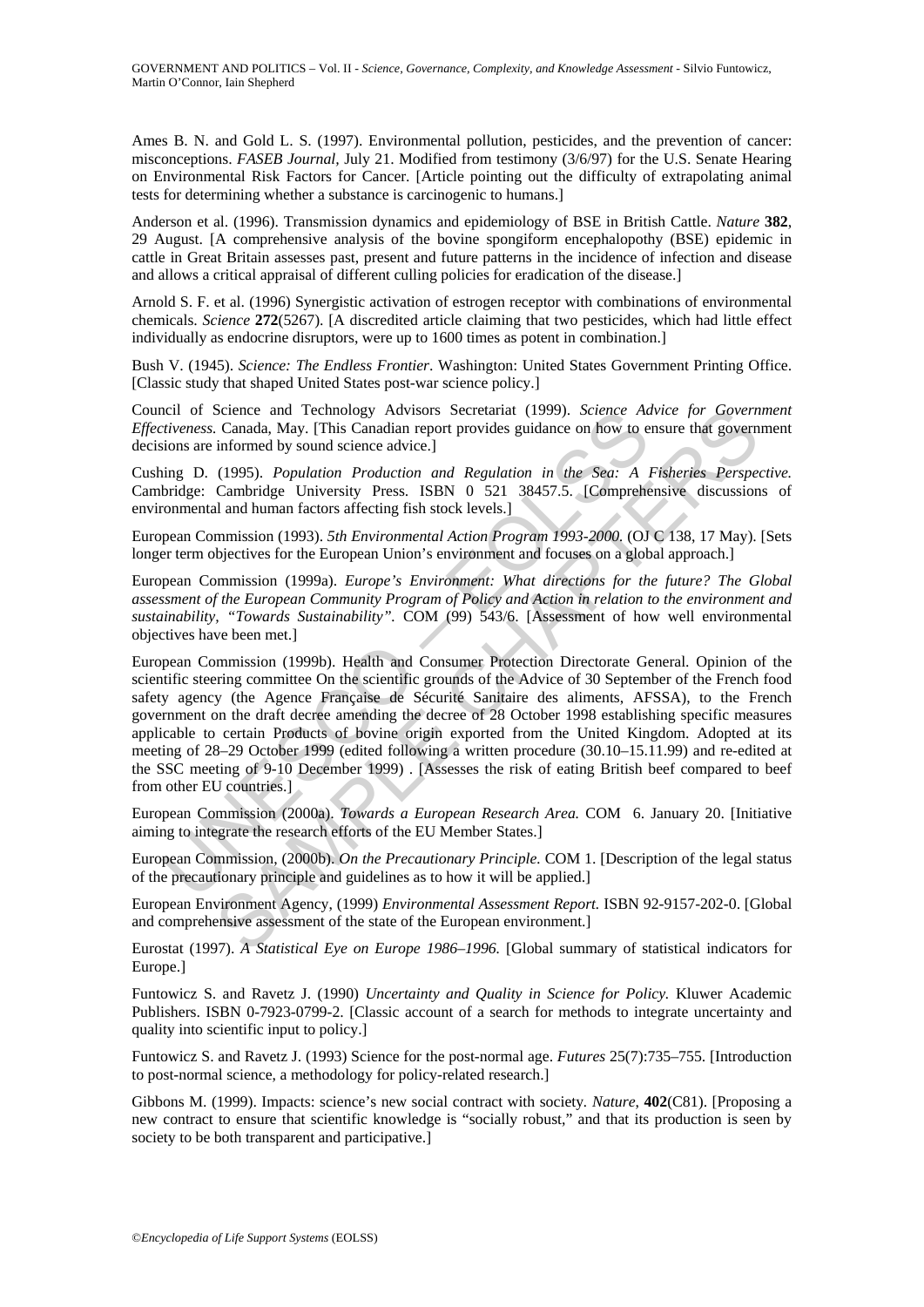Ames B. N. and Gold L. S. (1997). Environmental pollution, pesticides, and the prevention of cancer: misconceptions. *FASEB Journal*, July 21. Modified from testimony (3/6/97) for the U.S. Senate Hearing on Environmental Risk Factors for Cancer. [Article pointing out the difficulty of extrapolating animal tests for determining whether a substance is carcinogenic to humans.]

Anderson et al. (1996). Transmission dynamics and epidemiology of BSE in British Cattle. *Nature* **382**, 29 August. [A comprehensive analysis of the bovine spongiform encephalopothy (BSE) epidemic in cattle in Great Britain assesses past, present and future patterns in the incidence of infection and disease and allows a critical appraisal of different culling policies for eradication of the disease.]

Arnold S. F. et al. (1996) Synergistic activation of estrogen receptor with combinations of environmental chemicals. *Science* **272**(5267). [A discredited article claiming that two pesticides, which had little effect individually as endocrine disruptors, were up to 1600 times as potent in combination.]

Bush V. (1945). *Science: The Endless Frontier*. Washington: United States Government Printing Office. [Classic study that shaped United States post-war science policy.]

Council of Science and Technology Advisors Secretariat (1999). *Science Advice for Government Effectiveness.* Canada, May. [This Canadian report provides guidance on how to ensure that government decisions are informed by sound science advice.]

Cushing D. (1995). *Population Production and Regulation in the Sea: A Fisheries Perspective.* Cambridge: Cambridge University Press. ISBN 0 521 38457.5. [Comprehensive discussions of environmental and human factors affecting fish stock levels.]

European Commission (1993). *5th Environmental Action Program 1993-2000.* (OJ C 138, 17 May). [Sets longer term objectives for the European Union's environment and focuses on a global approach.]

European Commission (1999a). *Europe's Environment: What directions for the future? The Global assessment of the European Community Program of Policy and Action in relation to the environment and sustainability, "Towards Sustainability".* COM (99) 543/6. [Assessment of how well environmental objectives have been met.]

European Commission (1999b). Health and Consumer Protection Directorate General. Opinion of the scientific steering committee On the scientific grounds of the Advice of 30 September of the French food safety agency (the Agence Française de Sécurité Sanitaire des aliments, AFSSA), to the French government on the draft decree amending the decree of 28 October 1998 establishing specific measures applicable to certain Products of bovine origin exported from the United Kingdom. Adopted at its meeting of 28–29 October 1999 (edited following a written procedure (30.10–15.11.99) and re-edited at the SSC meeting of 9-10 December 1999) . [Assesses the risk of eating British beef compared to beef from other EU countries.]

European Commission (2000a). *Towards a European Research Area.* COM 6. January 20. [Initiative aiming to integrate the research efforts of the EU Member States.]

European Commission, (2000b). *On the Precautionary Principle.* COM 1. [Description of the legal status of the precautionary principle and guidelines as to how it will be applied.]

European Environment Agency, (1999) *Environmental Assessment Report.* ISBN 92-9157-202-0. [Global and comprehensive assessment of the state of the European environment.]

Eurostat (1997). *A Statistical Eye on Europe 1986–1996.* [Global summary of statistical indicators for Europe.]

Funtowicz S. and Ravetz J. (1990) *Uncertainty and Quality in Science for Policy.* Kluwer Academic Publishers. ISBN 0-7923-0799-2. [Classic account of a search for methods to integrate uncertainty and quality into scientific input to policy.]

Funtowicz S. and Ravetz J. (1993) Science for the post-normal age. *Futures* 25(7):735–755. [Introduction to post-normal science, a methodology for policy-related research.]

Gibbons M. (1999). Impacts: science's new social contract with society. *Nature*, **402**(C81). [Proposing a new contract to ensure that scientific knowledge is "socially robust," and that its production is seen by society to be both transparent and participative.]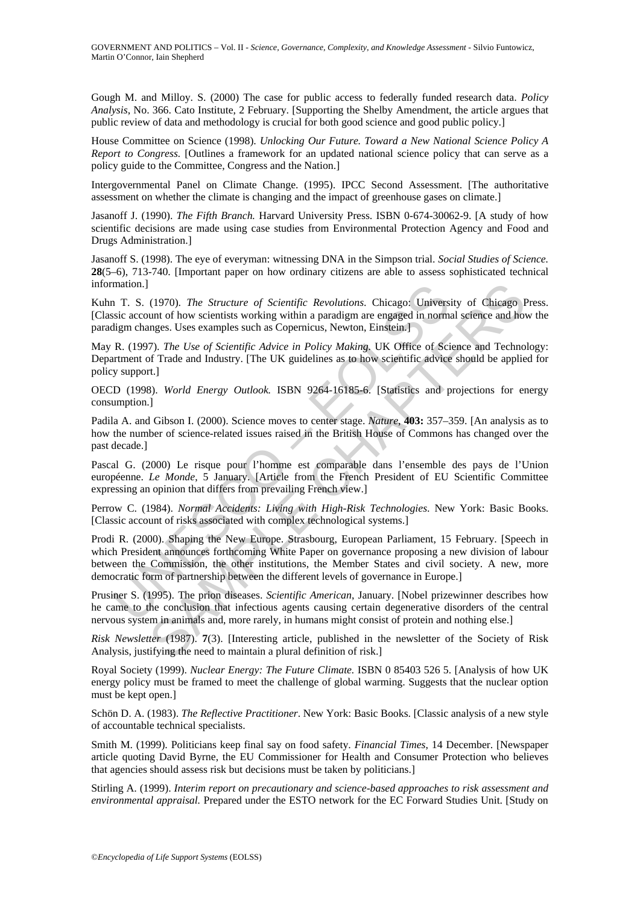Gough M. and Milloy. S. (2000) The case for public access to federally funded research data. *Policy Analysis*, No. 366. Cato Institute, 2 February. [Supporting the Shelby Amendment, the article argues that public review of data and methodology is crucial for both good science and good public policy.]

House Committee on Science (1998). *Unlocking Our Future. Toward a New National Science Policy A Report to Congress*. [Outlines a framework for an updated national science policy that can serve as a policy guide to the Committee, Congress and the Nation.]

Intergovernmental Panel on Climate Change. (1995). IPCC Second Assessment. [The authoritative assessment on whether the climate is changing and the impact of greenhouse gases on climate.]

Jasanoff J. (1990). *The Fifth Branch.* Harvard University Press. ISBN 0-674-30062-9. [A study of how scientific decisions are made using case studies from Environmental Protection Agency and Food and Drugs Administration.]

Jasanoff S. (1998). The eye of everyman: witnessing DNA in the Simpson trial. *Social Studies of Science.* **28**(5–6), 713-740. [Important paper on how ordinary citizens are able to assess sophisticated technical information.]

Kuhn T. S. (1970). *The Structure of Scientific Revolutions*. Chicago: University of Chicago Press. [Classic account of how scientists working within a paradigm are engaged in normal science and how the paradigm changes. Uses examples such as Copernicus, Newton, Einstein.]

May R. (1997). *The Use of Scientific Advice in Policy Making*. UK Office of Science and Technology: Department of Trade and Industry. [The UK guidelines as to how scientific advice should be applied for policy support.]

OECD (1998). *World Energy Outlook.* ISBN 9264-16185-6. [Statistics and projections for energy consumption.]

Padila A. and Gibson I. (2000). Science moves to center stage. *Nature*, **403:** 357–359. [An analysis as to how the number of science-related issues raised in the British House of Commons has changed over the past decade.]

Pascal G. (2000) Le risque pour l'homme est comparable dans l'ensemble des pays de l'Union européenne. *Le Monde*, 5 January. [Article from the French President of EU Scientific Committee expressing an opinion that differs from prevailing French view.]

Perrow C. (1984). *Normal Accidents: Living with High-Risk Technologies*. New York: Basic Books. [Classic account of risks associated with complex technological systems.]

Prodi R. (2000). Shaping the New Europe. Strasbourg, European Parliament, 15 February. [Speech in which President announces forthcoming White Paper on governance proposing a new division of labour between the Commission, the other institutions, the Member States and civil society. A new, more democratic form of partnership between the different levels of governance in Europe.]

Prusiner S. (1995). The prion diseases. *Scientific American*, January. [Nobel prizewinner describes how he came to the conclusion that infectious agents causing certain degenerative disorders of the central nervous system in animals and, more rarely, in humans might consist of protein and nothing else.]

*Risk Newsletter* (1987). **7**(3). [Interesting article, published in the newsletter of the Society of Risk Analysis, justifying the need to maintain a plural definition of risk.]

Royal Society (1999). *Nuclear Energy: The Future Climate.* ISBN 0 85403 526 5. [Analysis of how UK energy policy must be framed to meet the challenge of global warming. Suggests that the nuclear option must be kept open.]

Schön D. A. (1983). *The Reflective Practitioner*. New York: Basic Books. [Classic analysis of a new style of accountable technical specialists.

Smith M. (1999). Politicians keep final say on food safety. *Financial Times,* 14 December. [Newspaper article quoting David Byrne, the EU Commissioner for Health and Consumer Protection who believes that agencies should assess risk but decisions must be taken by politicians.]

Stirling A. (1999). *Interim report on precautionary and science-based approaches to risk assessment and environmental appraisal.* Prepared under the ESTO network for the EC Forward Studies Unit. [Study on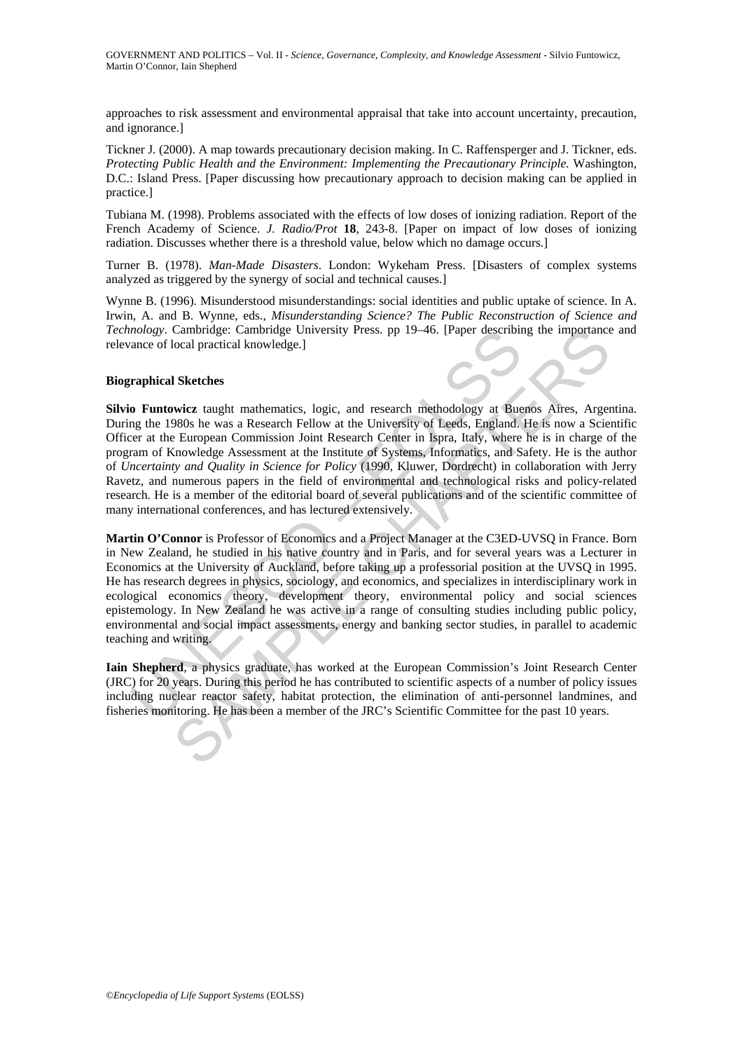approaches to risk assessment and environmental appraisal that take into account uncertainty, precaution, and ignorance.]

Tickner J. (2000). A map towards precautionary decision making. In C. Raffensperger and J. Tickner, eds. *Protecting Public Health and the Environment: Implementing the Precautionary Principle.* Washington, D.C.: Island Press. [Paper discussing how precautionary approach to decision making can be applied in practice.]

Tubiana M. (1998). Problems associated with the effects of low doses of ionizing radiation. Report of the French Academy of Science. *J. Radio/Prot* **18**, 243-8. [Paper on impact of low doses of ionizing radiation. Discusses whether there is a threshold value, below which no damage occurs.]

Turner B. (1978). *Man-Made Disasters*. London: Wykeham Press. [Disasters of complex systems analyzed as triggered by the synergy of social and technical causes.]

Wynne B. (1996). Misunderstood misunderstandings: social identities and public uptake of science. In A. Irwin, A. and B. Wynne, eds., *Misunderstanding Science? The Public Reconstruction of Science and Technology*. Cambridge: Cambridge University Press. pp 19–46. [Paper describing the importance and relevance of local practical knowledge.]

**Biographical Sketches**

**Silvio Funtowicz** taught mathematics, logic, and research methodology at Buenos Aires, Argentina. During the 1980s he was a Research Fellow at the University of Leeds, England. He is now a Scientific Officer at the European Commission Joint Research Center in Ispra, Italy, where he is in charge of the program of Knowledge Assessment at the Institute of Systems, Informatics, and Safety. He is the author of *Uncertainty and Quality in Science for Policy* (1990, Kluwer, Dordrecht) in collaboration with Jerry Ravetz, and numerous papers in the field of environmental and technological risks and policy-related research. He is a member of the editorial board of several publications and of the scientific committee of many international conferences, and has lectured extensively.

**Martin O'Connor** is Professor of Economics and a Project Manager at the C3ED-UVSQ in France. Born in New Zealand, he studied in his native country and in Paris, and for several years was a Lecturer in Economics at the University of Auckland, before taking up a professorial position at the UVSQ in 1995. He has research degrees in physics, sociology, and economics, and specializes in interdisciplinary work in ecological economics theory, development theory, environmental policy and social sciences epistemology. In New Zealand he was active in a range of consulting studies including public policy, environmental and social impact assessments, energy and banking sector studies, in parallel to academic teaching and writing.

**Iain Shepherd**, a physics graduate, has worked at the European Commission's Joint Research Center (JRC) for 20 years. During this period he has contributed to scientific aspects of a number of policy issues including nuclear reactor safety, habitat protection, the elimination of anti-personnel landmines, and fisheries monitoring. He has been a member of the JRC's Scientific Committee for the past 10 years.